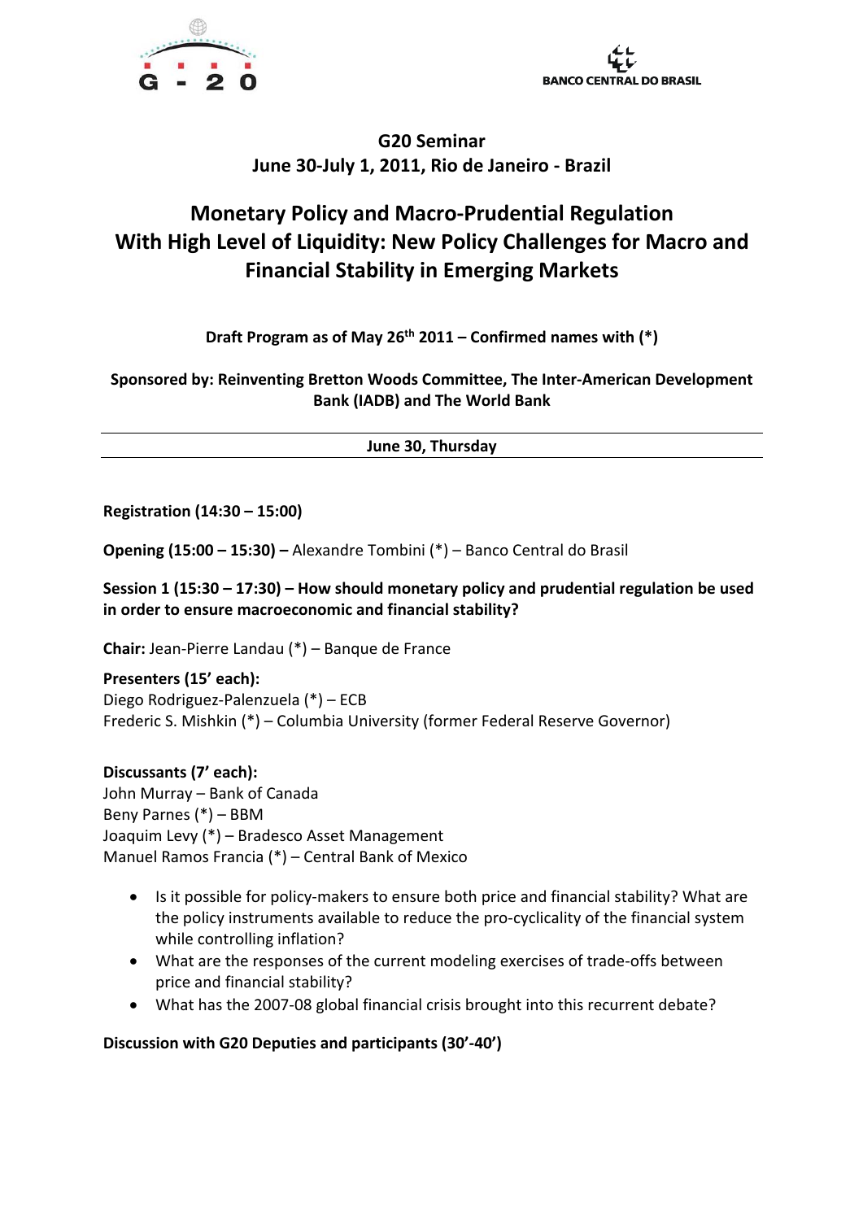G - 20

BANCO CENTRAL DO BRASIL

# G20 Seminar
## June 30-July 1, 2011, Rio de Janeiro - Brazil

# Monetary Policy and Macro-Prudential Regulation With High Level of Liquidity: New Policy Challenges for Macro and Financial Stability in Emerging Markets

**Draft Program as of May 26th 2011 – Confirmed names with (*)**

**Sponsored by: Reinventing Bretton Woods Committee, The Inter-American Development Bank (IADB) and The World Bank**

---

**June 30, Thursday**

---

**Registration (14:30 – 15:00)**

**Opening (15:00 – 15:30) –** Alexandre Tombini (*) – Banco Central do Brasil

**Session 1 (15:30 – 17:30) – How should monetary policy and prudential regulation be used in order to ensure macroeconomic and financial stability?**

**Chair:** Jean-Pierre Landau (*) – Banque de France

**Presenters (15' each):**
Diego Rodriguez-Palenzuela (*) – ECB
Frederic S. Mishkin (*) – Columbia University (former Federal Reserve Governor)

**Discussants (7' each):**
John Murray – Bank of Canada
Beny Parnes (*) – BBM
Joaquim Levy (*) – Bradesco Asset Management
Manuel Ramos Francia (*) – Central Bank of Mexico

- Is it possible for policy-makers to ensure both price and financial stability? What are the policy instruments available to reduce the pro-cyclicality of the financial system while controlling inflation?
- What are the responses of the current modeling exercises of trade-offs between price and financial stability?
- What has the 2007-08 global financial crisis brought into this recurrent debate?

**Discussion with G20 Deputies and participants (30'-40')**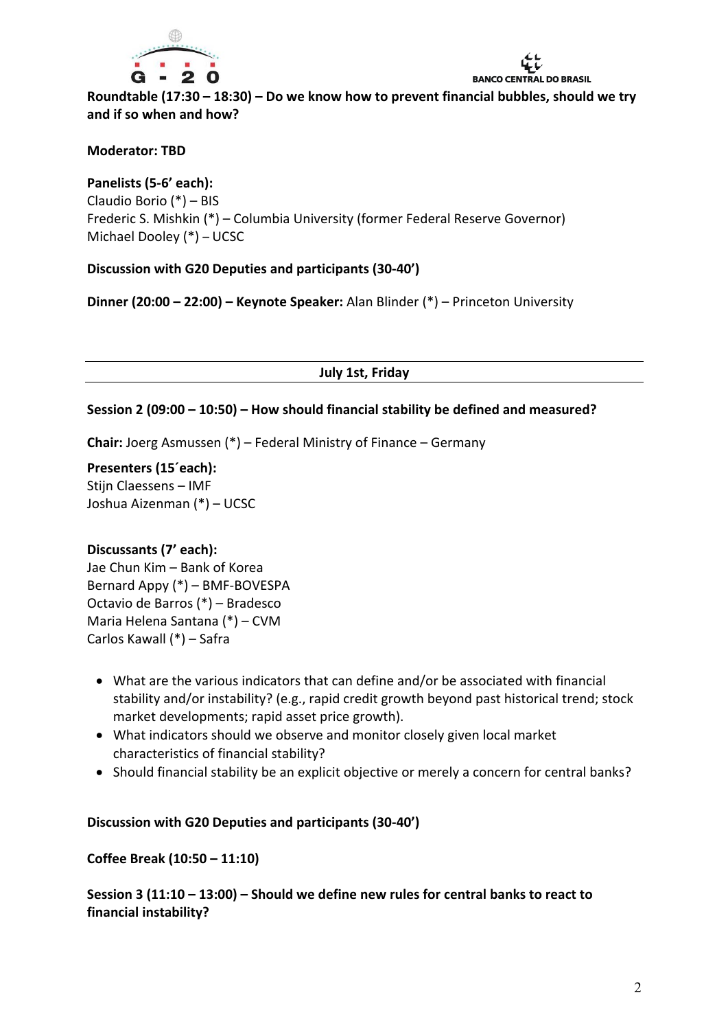**Roundtable (17:30 – 18:30) – Do we know how to prevent financial bubbles, should we try and if so when and how?**

**Moderator: TBD**

**Panelists (5-6' each):**
Claudio Borio (*) – BIS
Frederic S. Mishkin (*) – Columbia University (former Federal Reserve Governor)
Michael Dooley (*) – UCSC

**Discussion with G20 Deputies and participants (30-40')**

**Dinner (20:00 – 22:00) – Keynote Speaker:** Alan Blinder (*) – Princeton University

---

**July 1st, Friday**

---

**Session 2 (09:00 – 10:50) – How should financial stability be defined and measured?**

**Chair:** Joerg Asmussen (*) – Federal Ministry of Finance – Germany

**Presenters (15´each):**
Stijn Claessens – IMF
Joshua Aizenman (*) – UCSC

**Discussants (7' each):**
Jae Chun Kim – Bank of Korea
Bernard Appy (*) – BMF-BOVESPA
Octavio de Barros (*) – Bradesco
Maria Helena Santana (*) – CVM
Carlos Kawall (*) – Safra

- What are the various indicators that can define and/or be associated with financial stability and/or instability? (e.g., rapid credit growth beyond past historical trend; stock market developments; rapid asset price growth).
- What indicators should we observe and monitor closely given local market characteristics of financial stability?
- Should financial stability be an explicit objective or merely a concern for central banks?

**Discussion with G20 Deputies and participants (30-40')**

**Coffee Break (10:50 – 11:10)**

**Session 3 (11:10 – 13:00) – Should we define new rules for central banks to react to financial instability?**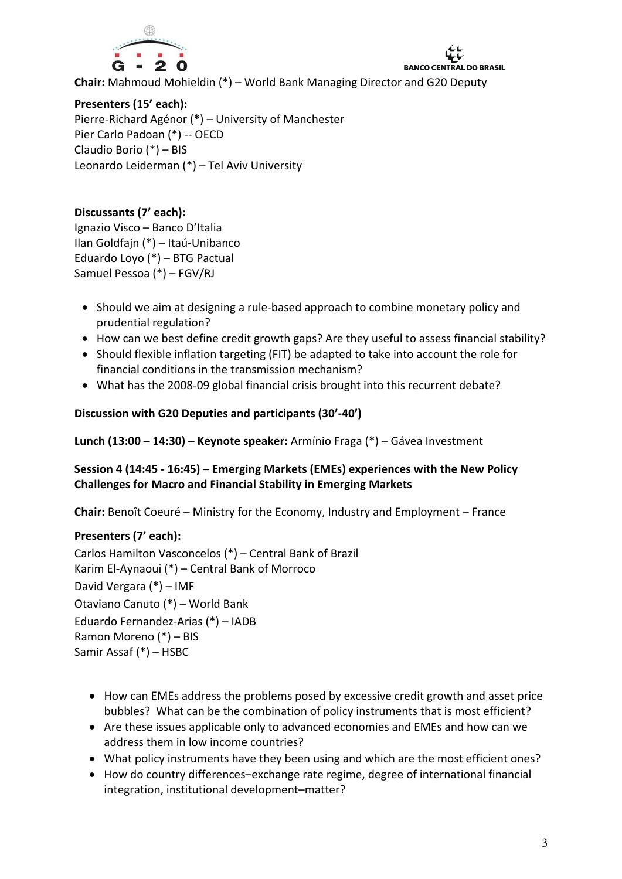**Chair:** Mahmoud Mohieldin (*) – World Bank Managing Director and G20 Deputy

**Presenters (15' each):**
Pierre-Richard Agénor (*) – University of Manchester
Pier Carlo Padoan (*) -- OECD
Claudio Borio (*) – BIS
Leonardo Leiderman (*) – Tel Aviv University

**Discussants (7' each):**
Ignazio Visco – Banco D'Italia
Ilan Goldfajn (*) – Itaú-Unibanco
Eduardo Loyo (*) – BTG Pactual
Samuel Pessoa (*) – FGV/RJ

- Should we aim at designing a rule-based approach to combine monetary policy and prudential regulation?
- How can we best define credit growth gaps? Are they useful to assess financial stability?
- Should flexible inflation targeting (FIT) be adapted to take into account the role for financial conditions in the transmission mechanism?
- What has the 2008-09 global financial crisis brought into this recurrent debate?

**Discussion with G20 Deputies and participants (30'-40')**

**Lunch (13:00 – 14:30) – Keynote speaker:** Armínio Fraga (*) – Gávea Investment

**Session 4 (14:45 - 16:45) – Emerging Markets (EMEs) experiences with the New Policy Challenges for Macro and Financial Stability in Emerging Markets**

**Chair:** Benoît Coeuré – Ministry for the Economy, Industry and Employment – France

**Presenters (7' each):**
Carlos Hamilton Vasconcelos (*) – Central Bank of Brazil
Karim El-Aynaoui (*) – Central Bank of Morroco
David Vergara (*) – IMF
Otaviano Canuto (*) – World Bank
Eduardo Fernandez-Arias (*) – IADB
Ramon Moreno (*) – BIS
Samir Assaf (*) – HSBC

- How can EMEs address the problems posed by excessive credit growth and asset price bubbles? What can be the combination of policy instruments that is most efficient?
- Are these issues applicable only to advanced economies and EMEs and how can we address them in low income countries?
- What policy instruments have they been using and which are the most efficient ones?
- How do country differences–exchange rate regime, degree of international financial integration, institutional development–matter?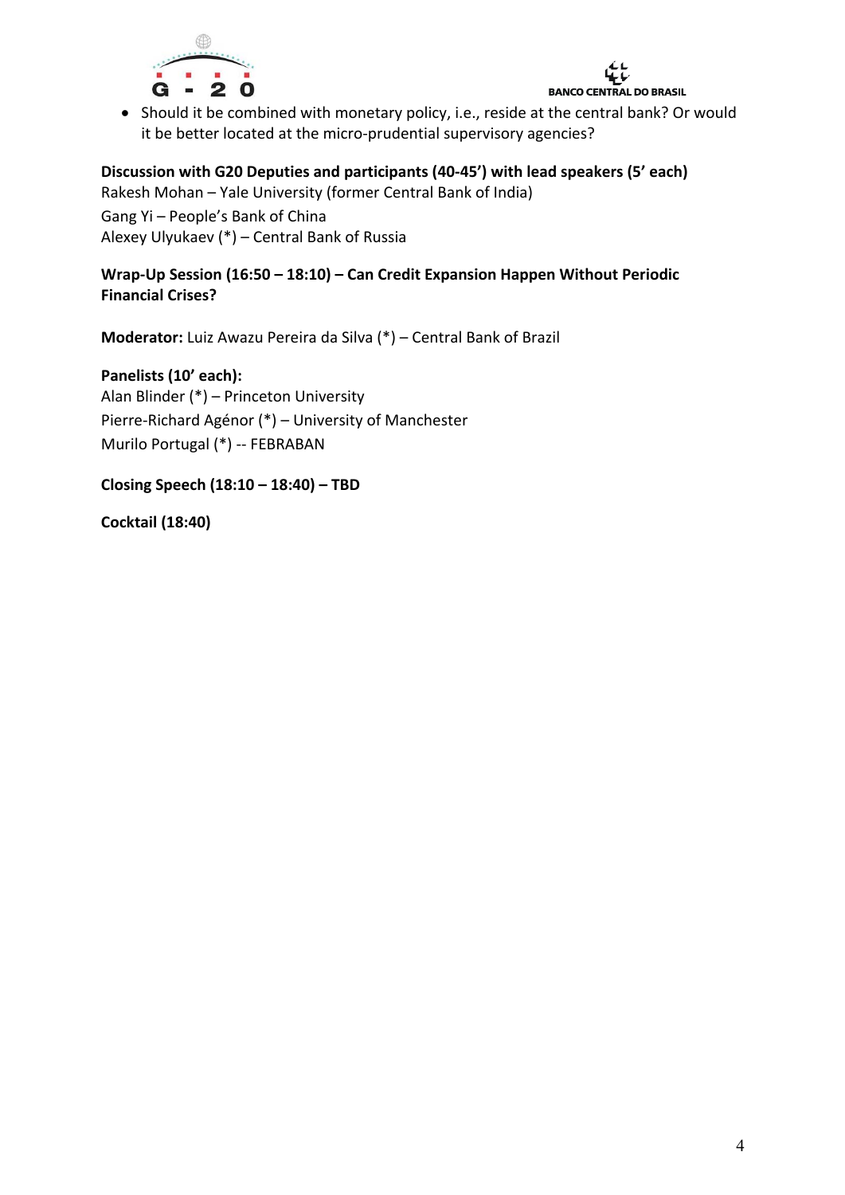- Should it be combined with monetary policy, i.e., reside at the central bank? Or would it be better located at the micro-prudential supervisory agencies?

**Discussion with G20 Deputies and participants (40-45') with lead speakers (5' each)**
Rakesh Mohan – Yale University (former Central Bank of India)
Gang Yi – People's Bank of China
Alexey Ulyukaev (*) – Central Bank of Russia

**Wrap-Up Session (16:50 – 18:10) – Can Credit Expansion Happen Without Periodic Financial Crises?**

**Moderator:** Luiz Awazu Pereira da Silva (*) – Central Bank of Brazil

**Panelists (10' each):**
Alan Blinder (*) – Princeton University
Pierre-Richard Agénor (*) – University of Manchester
Murilo Portugal (*) -- FEBRABAN

**Closing Speech (18:10 – 18:40) – TBD**

**Cocktail (18:40)**